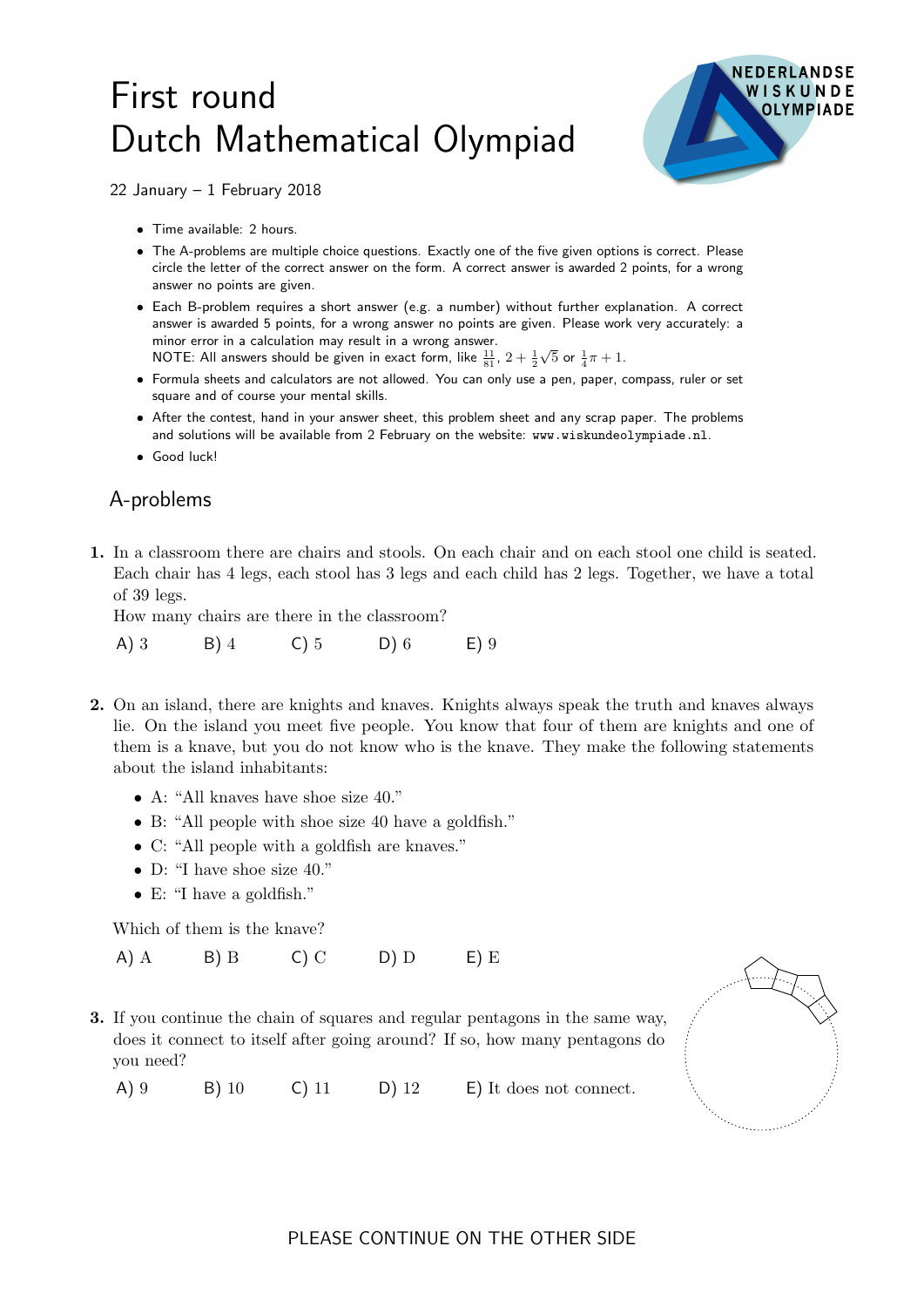# First round
# Dutch Mathematical Olympiad

22 January – 1 February 2018

- Time available: 2 hours.
- The A-problems are multiple choice questions. Exactly one of the five given options is correct. Please circle the letter of the correct answer on the form. A correct answer is awarded 2 points, for a wrong answer no points are given.
- Each B-problem requires a short answer (e.g. a number) without further explanation. A correct answer is awarded 5 points, for a wrong answer no points are given. Please work very accurately: a minor error in a calculation may result in a wrong answer.
  NOTE: All answers should be given in exact form, like $\frac{11}{81}$, $2 + \frac{1}{2}\sqrt{5}$ or $\frac{1}{4}\pi + 1$.
- Formula sheets and calculators are not allowed. You can only use a pen, paper, compass, ruler or set square and of course your mental skills.
- After the contest, hand in your answer sheet, this problem sheet and any scrap paper. The problems and solutions will be available from 2 February on the website: www.wiskundeolympiade.nl.
- Good luck!

## A-problems

**1.** In a classroom there are chairs and stools. On each chair and on each stool one child is seated. Each chair has 4 legs, each stool has 3 legs and each child has 2 legs. Together, we have a total of 39 legs.
How many chairs are there in the classroom?

A) 3 B) 4 C) 5 D) 6 E) 9

**2.** On an island, there are knights and knaves. Knights always speak the truth and knaves always lie. On the island you meet five people. You know that four of them are knights and one of them is a knave, but you do not know who is the knave. They make the following statements about the island inhabitants:

- A: "All knaves have shoe size 40."
- B: "All people with shoe size 40 have a goldfish."
- C: "All people with a goldfish are knaves."
- D: "I have shoe size 40."
- E: "I have a goldfish."

Which of them is the knave?

A) A B) B C) C D) D E) E

**3.** If you continue the chain of squares and regular pentagons in the same way, does it connect to itself after going around? If so, how many pentagons do you need?

A) 9 B) 10 C) 11 D) 12 E) It does not connect.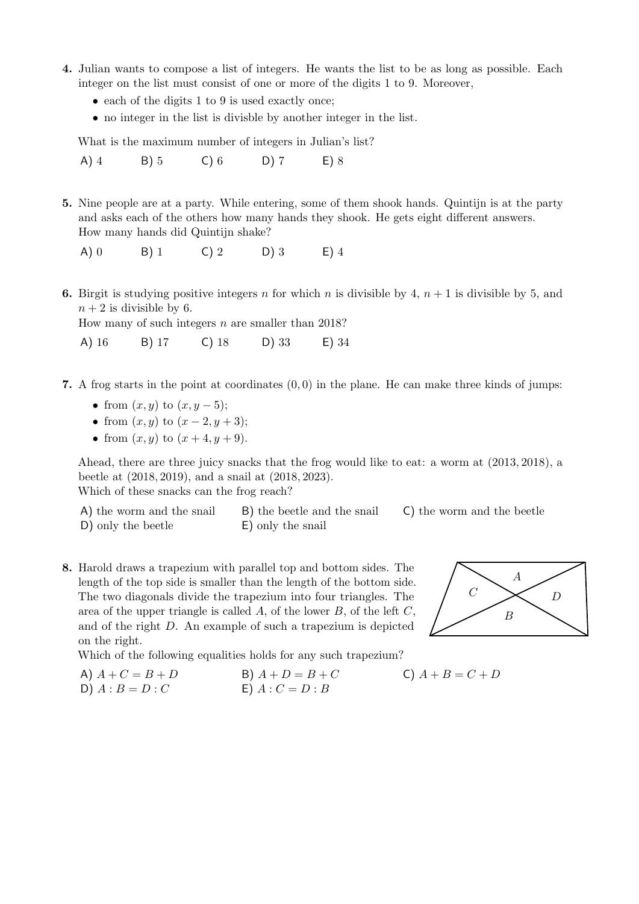**4.** Julian wants to compose a list of integers. He wants the list to be as long as possible. Each integer on the list must consist of one or more of the digits 1 to 9. Moreover,

- each of the digits 1 to 9 is used exactly once;
- no integer in the list is divisble by another integer in the list.

What is the maximum number of integers in Julian's list?

A) 4 B) 5 C) 6 D) 7 E) 8

**5.** Nine people are at a party. While entering, some of them shook hands. Quintijn is at the party and asks each of the others how many hands they shook. He gets eight different answers. How many hands did Quintijn shake?

A) 0 B) 1 C) 2 D) 3 E) 4

**6.** Birgit is studying positive integers $n$ for which $n$ is divisible by 4, $n+1$ is divisible by 5, and $n+2$ is divisible by 6.
How many of such integers $n$ are smaller than 2018?

A) 16 B) 17 C) 18 D) 33 E) 34

**7.** A frog starts in the point at coordinates $(0, 0)$ in the plane. He can make three kinds of jumps:

- from $(x, y)$ to $(x, y-5)$;
- from $(x, y)$ to $(x-2, y+3)$;
- from $(x, y)$ to $(x+4, y+9)$.

Ahead, there are three juicy snacks that the frog would like to eat: a worm at $(2013, 2018)$, a beetle at $(2018, 2019)$, and a snail at $(2018, 2023)$.
Which of these snacks can the frog reach?

A) the worm and the snail B) the beetle and the snail C) the worm and the beetle
D) only the beetle E) only the snail

**8.** Harold draws a trapezium with parallel top and bottom sides. The length of the top side is smaller than the length of the bottom side. The two diagonals divide the trapezium into four triangles. The area of the upper triangle is called $A$, of the lower $B$, of the left $C$, and of the right $D$. An example of such a trapezium is depicted on the right.
Which of the following equalities holds for any such trapezium?

A) $A + C = B + D$ B) $A + D = B + C$ C) $A + B = C + D$
D) $A : B = D : C$ E) $A : C = D : B$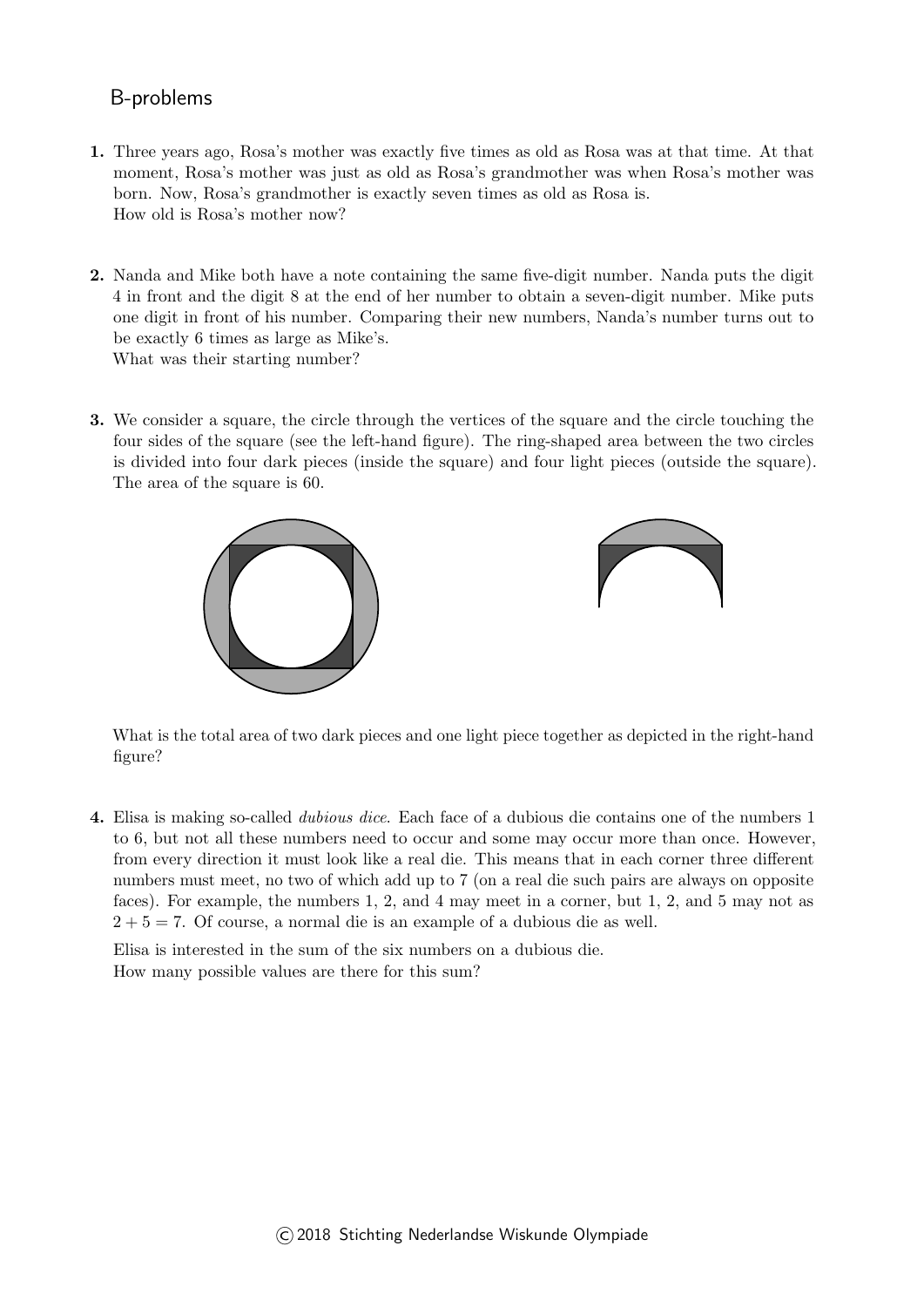## B-problems

**1.** Three years ago, Rosa's mother was exactly five times as old as Rosa was at that time. At that moment, Rosa's mother was just as old as Rosa's grandmother was when Rosa's mother was born. Now, Rosa's grandmother is exactly seven times as old as Rosa is.
How old is Rosa's mother now?

**2.** Nanda and Mike both have a note containing the same five-digit number. Nanda puts the digit 4 in front and the digit 8 at the end of her number to obtain a seven-digit number. Mike puts one digit in front of his number. Comparing their new numbers, Nanda's number turns out to be exactly 6 times as large as Mike's.
What was their starting number?

**3.** We consider a square, the circle through the vertices of the square and the circle touching the four sides of the square (see the left-hand figure). The ring-shaped area between the two circles is divided into four dark pieces (inside the square) and four light pieces (outside the square). The area of the square is 60.

What is the total area of two dark pieces and one light piece together as depicted in the right-hand figure?

**4.** Elisa is making so-called *dubious dice*. Each face of a dubious die contains one of the numbers 1 to 6, but not all these numbers need to occur and some may occur more than once. However, from every direction it must look like a real die. This means that in each corner three different numbers must meet, no two of which add up to 7 (on a real die such pairs are always on opposite faces). For example, the numbers 1, 2, and 4 may meet in a corner, but 1, 2, and 5 may not as $2 + 5 = 7$. Of course, a normal die is an example of a dubious die as well.

Elisa is interested in the sum of the six numbers on a dubious die.
How many possible values are there for this sum?